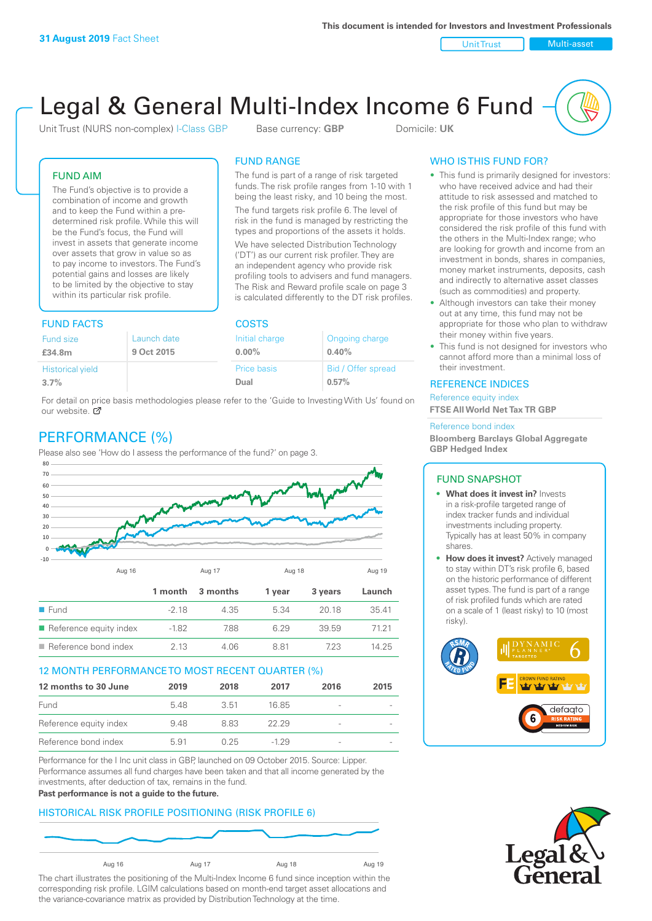**31 August 2019** Fact Sheet

This document is intended for Investors and Investment Professionals

Unit Trust | Multi-asset

# Legal & General Multi-Index Income 6 Fund

Unit Trust (NURS non-complex) I-Class GBP    Base currency: **GBP**    Domicile: **UK**

## FUND AIM

The Fund's objective is to provide a combination of income and growth and to keep the Fund within a pre-determined risk profile. While this will be the Fund's focus, the Fund will invest in assets that generate income over assets that grow in value so as to pay income to investors. The Fund's potential gains and losses are likely to be limited by the objective to stay within its particular risk profile.

## FUND RANGE

The fund is part of a range of risk targeted funds. The risk profile ranges from 1-10 with 1 being the least risky, and 10 being the most.

The fund targets risk profile 6. The level of risk in the fund is managed by restricting the types and proportions of the assets it holds.

We have selected Distribution Technology ('DT') as our current risk profiler. They are an independent agency who provide risk profiling tools to advisers and fund managers. The Risk and Reward profile scale on page 3 is calculated differently to the DT risk profiles.

## FUND FACTS

| Fund size | Launch date |
|---|---|
| **£34.8m** | **9 Oct 2015** |
| Historical yield | |
| **3.7%** | |

## COSTS

| Initial charge | Ongoing charge |
|---|---|
| **0.00%** | **0.40%** |
| Price basis | Bid / Offer spread |
| **Dual** | **0.57%** |

For detail on price basis methodologies please refer to the 'Guide to Investing With Us' found on our website.

## WHO IS THIS FUND FOR?

- This fund is primarily designed for investors: who have received advice and had their attitude to risk assessed and matched to the risk profile of this fund but may be appropriate for those investors who have considered the risk profile of this fund with the others in the Multi-Index range; who are looking for growth and income from an investment in bonds, shares in companies, money market instruments, deposits, cash and indirectly to alternative asset classes (such as commodities) and property.
- Although investors can take their money out at any time, this fund may not be appropriate for those who plan to withdraw their money within five years.
- This fund is not designed for investors who cannot afford more than a minimal loss of their investment.

## REFERENCE INDICES

Reference equity index
**FTSE All World Net Tax TR GBP**

Reference bond index
**Bloomberg Barclays Global Aggregate GBP Hedged Index**

## FUND SNAPSHOT

- **What does it invest in?** Invests in a risk-profile targeted range of index tracker funds and individual investments including property. Typically has at least 50% in company shares.
- **How does it invest?** Actively managed to stay within DT's risk profile 6, based on the historic performance of different asset types. The fund is part of a range of risk profiled funds which are rated on a scale of 1 (least risky) to 10 (most risky).

## PERFORMANCE (%)

Please also see 'How do I assess the performance of the fund?' on page 3.

| | 1 month | 3 months | 1 year | 3 years | Launch |
|---|---|---|---|---|---|
| Fund | -2.18 | 4.35 | 5.34 | 20.18 | 35.41 |
| Reference equity index | -1.82 | 7.88 | 6.29 | 39.59 | 71.21 |
| Reference bond index | 2.13 | 4.06 | 8.81 | 7.23 | 14.25 |

## 12 MONTH PERFORMANCE TO MOST RECENT QUARTER (%)

| 12 months to 30 June | 2019 | 2018 | 2017 | 2016 | 2015 |
|---|---|---|---|---|---|
| Fund | 5.48 | 3.51 | 16.85 | - | - |
| Reference equity index | 9.48 | 8.83 | 22.29 | - | - |
| Reference bond index | 5.91 | 0.25 | -1.29 | - | - |

Performance for the I Inc unit class in GBP, launched on 09 October 2015. Source: Lipper. Performance assumes all fund charges have been taken and that all income generated by the investments, after deduction of tax, remains in the fund.

**Past performance is not a guide to the future.**

## HISTORICAL RISK PROFILE POSITIONING (RISK PROFILE 6)

The chart illustrates the positioning of the Multi-Index Income 6 fund since inception within the corresponding risk profile. LGIM calculations based on month-end target asset allocations and the variance-covariance matrix as provided by Distribution Technology at the time.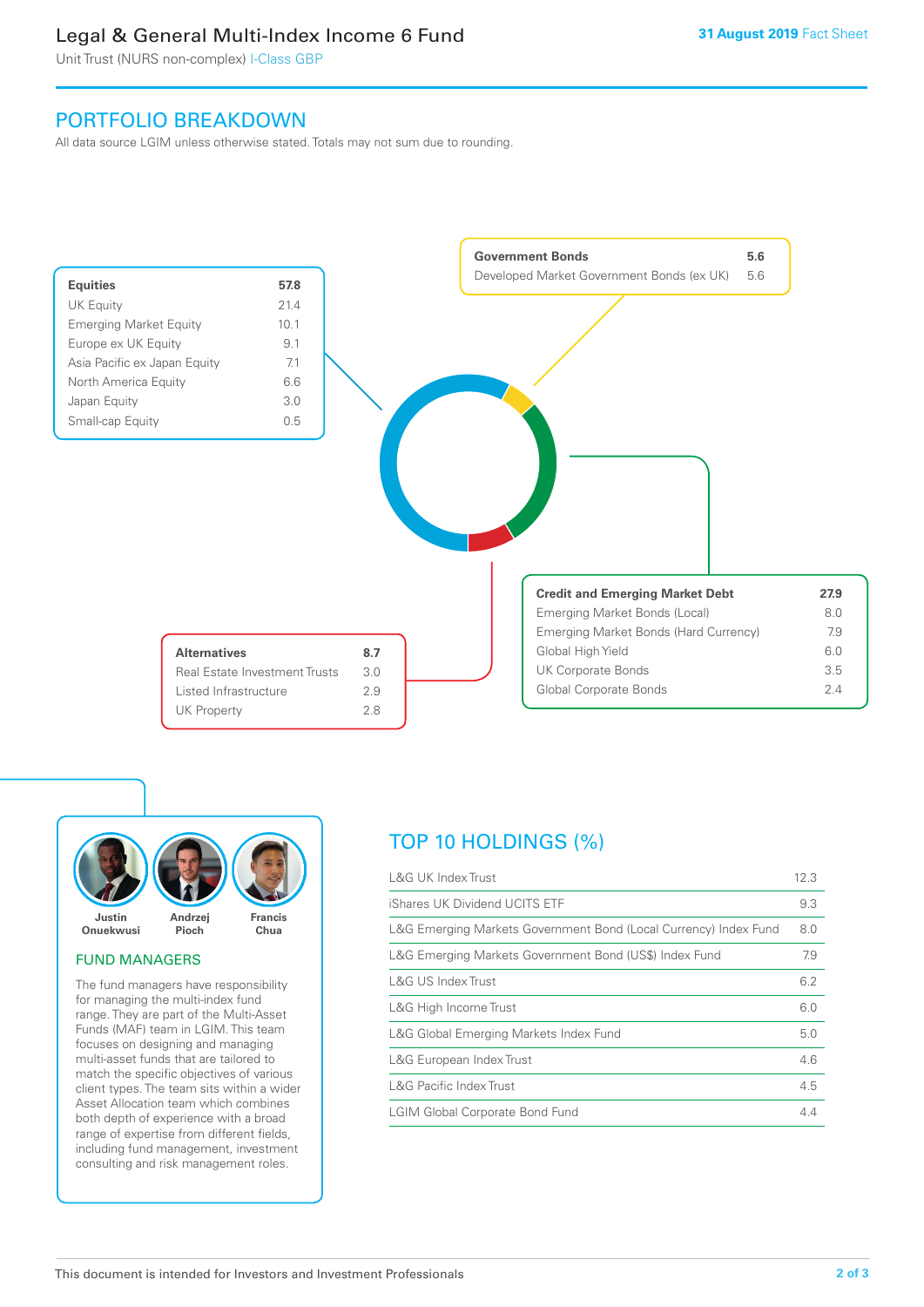# Legal & General Multi-Index Income 6 Fund

Unit Trust (NURS non-complex) I-Class GBP

**31 August 2019** Fact Sheet

## PORTFOLIO BREAKDOWN

All data source LGIM unless otherwise stated. Totals may not sum due to rounding.

| Equities | 57.8 |
|---|---|
| UK Equity | 21.4 |
| Emerging Market Equity | 10.1 |
| Europe ex UK Equity | 9.1 |
| Asia Pacific ex Japan Equity | 7.1 |
| North America Equity | 6.6 |
| Japan Equity | 3.0 |
| Small-cap Equity | 0.5 |

| Government Bonds | 5.6 |
|---|---|
| Developed Market Government Bonds (ex UK) | 5.6 |

| Credit and Emerging Market Debt | 27.9 |
|---|---|
| Emerging Market Bonds (Local) | 8.0 |
| Emerging Market Bonds (Hard Currency) | 7.9 |
| Global High Yield | 6.0 |
| UK Corporate Bonds | 3.5 |
| Global Corporate Bonds | 2.4 |

| Alternatives | 8.7 |
|---|---|
| Real Estate Investment Trusts | 3.0 |
| Listed Infrastructure | 2.9 |
| UK Property | 2.8 |

Justin Onuekwusi · Andrzej Pioch · Francis Chua

### FUND MANAGERS

The fund managers have responsibility for managing the multi-index fund range. They are part of the Multi-Asset Funds (MAF) team in LGIM. This team focuses on designing and managing multi-asset funds that are tailored to match the specific objectives of various client types. The team sits within a wider Asset Allocation team which combines both depth of experience with a broad range of expertise from different fields, including fund management, investment consulting and risk management roles.

## TOP 10 HOLDINGS (%)

| Holding | % |
|---|---|
| L&G UK Index Trust | 12.3 |
| iShares UK Dividend UCITS ETF | 9.3 |
| L&G Emerging Markets Government Bond (Local Currency) Index Fund | 8.0 |
| L&G Emerging Markets Government Bond (US$) Index Fund | 7.9 |
| L&G US Index Trust | 6.2 |
| L&G High Income Trust | 6.0 |
| L&G Global Emerging Markets Index Fund | 5.0 |
| L&G European Index Trust | 4.6 |
| L&G Pacific Index Trust | 4.5 |
| LGIM Global Corporate Bond Fund | 4.4 |

This document is intended for Investors and Investment Professionals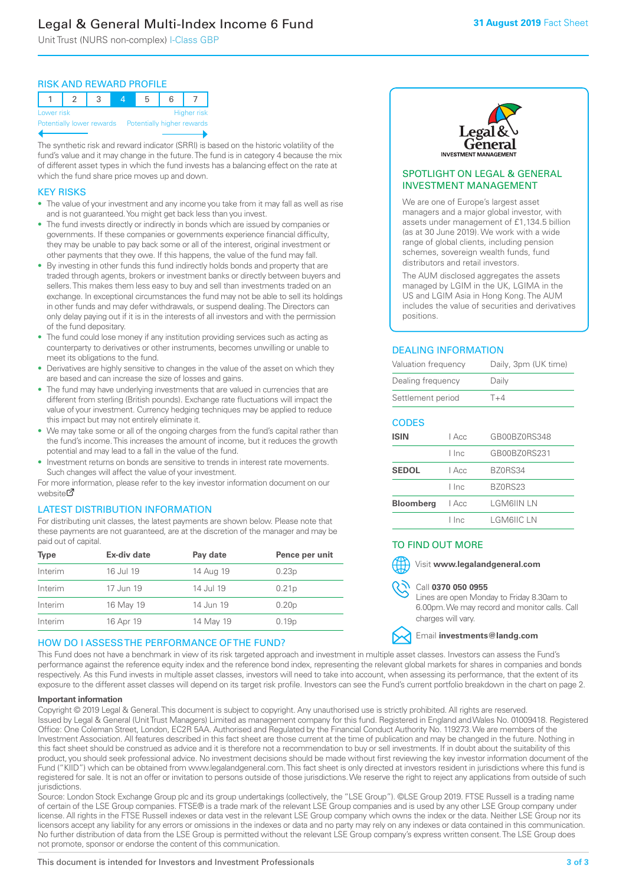# Legal & General Multi-Index Income 6 Fund

Unit Trust (NURS non-complex) I-Class GBP

31 August 2019 Fact Sheet

## RISK AND REWARD PROFILE

| 1 | 2 | 3 | 4 | 5 | 6 | 7 |
|---|---|---|---|---|---|---|

Lower risk — Higher risk

Potentially lower rewards — Potentially higher rewards

The synthetic risk and reward indicator (SRRI) is based on the historic volatility of the fund's value and it may change in the future. The fund is in category 4 because the mix of different asset types in which the fund invests has a balancing effect on the rate at which the fund share price moves up and down.

## KEY RISKS

- The value of your investment and any income you take from it may fall as well as rise and is not guaranteed. You might get back less than you invest.
- The fund invests directly or indirectly in bonds which are issued by companies or governments. If these companies or governments experience financial difficulty, they may be unable to pay back some or all of the interest, original investment or other payments that they owe. If this happens, the value of the fund may fall.
- By investing in other funds this fund indirectly holds bonds and property that are traded through agents, brokers or investment banks or directly between buyers and sellers. This makes them less easy to buy and sell than investments traded on an exchange. In exceptional circumstances the fund may not be able to sell its holdings in other funds and may defer withdrawals, or suspend dealing. The Directors can only delay paying out if it is in the interests of all investors and with the permission of the fund depositary.
- The fund could lose money if any institution providing services such as acting as counterparty to derivatives or other instruments, becomes unwilling or unable to meet its obligations to the fund.
- Derivatives are highly sensitive to changes in the value of the asset on which they are based and can increase the size of losses and gains.
- The fund may have underlying investments that are valued in currencies that are different from sterling (British pounds). Exchange rate fluctuations will impact the value of your investment. Currency hedging techniques may be applied to reduce this impact but may not entirely eliminate it.
- We may take some or all of the ongoing charges from the fund's capital rather than the fund's income. This increases the amount of income, but it reduces the growth potential and may lead to a fall in the value of the fund.
- Investment returns on bonds are sensitive to trends in interest rate movements. Such changes will affect the value of your investment.

For more information, please refer to the key investor information document on our website

## LATEST DISTRIBUTION INFORMATION

For distributing unit classes, the latest payments are shown below. Please note that these payments are not guaranteed, are at the discretion of the manager and may be paid out of capital.

| Type | Ex-div date | Pay date | Pence per unit |
|---|---|---|---|
| Interim | 16 Jul 19 | 14 Aug 19 | 0.23p |
| Interim | 17 Jun 19 | 14 Jul 19 | 0.21p |
| Interim | 16 May 19 | 14 Jun 19 | 0.20p |
| Interim | 16 Apr 19 | 14 May 19 | 0.19p |

## HOW DO I ASSESS THE PERFORMANCE OF THE FUND?

This Fund does not have a benchmark in view of its risk targeted approach and investment in multiple asset classes. Investors can assess the Fund's performance against the reference equity index and the reference bond index, representing the relevant global markets for shares in companies and bonds respectively. As this Fund invests in multiple asset classes, investors will need to take into account, when assessing its performance, that the extent of its exposure to the different asset classes will depend on its target risk profile. Investors can see the Fund's current portfolio breakdown in the chart on page 2.

## SPOTLIGHT ON LEGAL & GENERAL INVESTMENT MANAGEMENT

We are one of Europe's largest asset managers and a major global investor, with assets under management of £1,134.5 billion (as at 30 June 2019). We work with a wide range of global clients, including pension schemes, sovereign wealth funds, fund distributors and retail investors.

The AUM disclosed aggregates the assets managed by LGIM in the UK, LGIMA in the US and LGIM Asia in Hong Kong. The AUM includes the value of securities and derivatives positions.

## DEALING INFORMATION

| | |
|---|---|
| Valuation frequency | Daily, 3pm (UK time) |
| Dealing frequency | Daily |
| Settlement period | T+4 |

## CODES

| | | |
|---|---|---|
| **ISIN** | I Acc | GB00BZ0RS348 |
| | I Inc | GB00BZ0RS231 |
| **SEDOL** | I Acc | BZ0RS34 |
| | I Inc | BZ0RS23 |
| **Bloomberg** | I Acc | LGM6IIN LN |
| | I Inc | LGM6IIC LN |

## TO FIND OUT MORE

Visit **www.legalandgeneral.com**

Call **0370 050 0955**
Lines are open Monday to Friday 8.30am to 6.00pm. We may record and monitor calls. Call charges will vary.

Email **investments@landg.com**

### Important information

Copyright © 2019 Legal & General. This document is subject to copyright. Any unauthorised use is strictly prohibited. All rights are reserved.
Issued by Legal & General (Unit Trust Managers) Limited as management company for this fund. Registered in England and Wales No. 01009418. Registered Office: One Coleman Street, London, EC2R 5AA. Authorised and Regulated by the Financial Conduct Authority No. 119273. We are members of the Investment Association. All features described in this fact sheet are those current at the time of publication and may be changed in the future. Nothing in this fact sheet should be construed as advice and it is therefore not a recommendation to buy or sell investments. If in doubt about the suitability of this product, you should seek professional advice. No investment decisions should be made without first reviewing the key investor information document of the Fund ("KIID") which can be obtained from www.legalandgeneral.com. This fact sheet is only directed at investors resident in jurisdictions where this fund is registered for sale. It is not an offer or invitation to persons outside of those jurisdictions. We reserve the right to reject any applications from outside of such jurisdictions.
Source: London Stock Exchange Group plc and its group undertakings (collectively, the "LSE Group"). ©LSE Group 2019. FTSE Russell is a trading name of certain of the LSE Group companies. FTSE® is a trade mark of the relevant LSE Group companies and is used by any other LSE Group company under license. All rights in the FTSE Russell indexes or data vest in the relevant LSE Group company which owns the index or the data. Neither LSE Group nor its licensors accept any liability for any errors or omissions in the indexes or data and no party may rely on any indexes or data contained in this communication. No further distribution of data from the LSE Group is permitted without the relevant LSE Group company's express written consent. The LSE Group does not promote, sponsor or endorse the content of this communication.

This document is intended for Investors and Investment Professionals